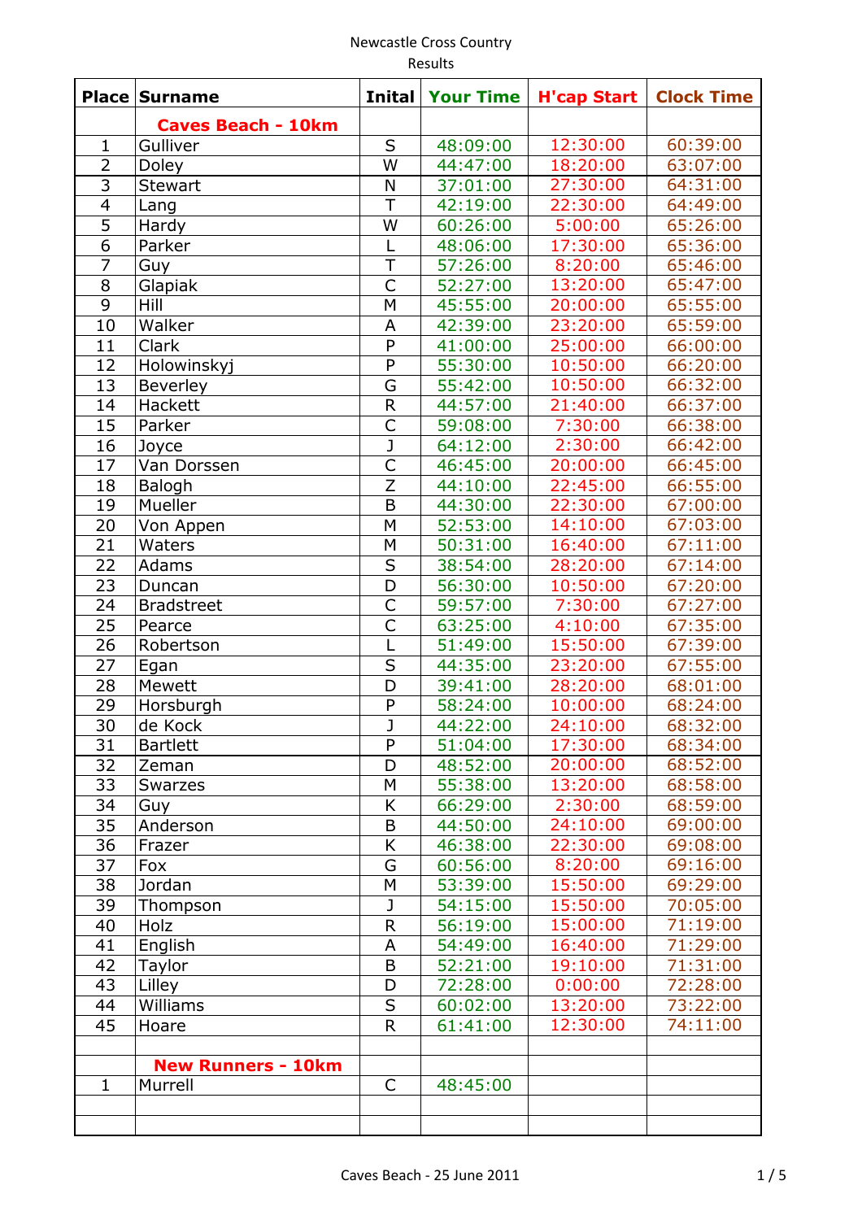Newcastle Cross Country

Results

| Place | Surname | Inital | Your Time | H'cap Start | Clock Time |
|---|---|---|---|---|---|
| | **Caves Beach - 10km** | | | | |
| 1 | Gulliver | S | 48:09:00 | 12:30:00 | 60:39:00 |
| 2 | Doley | W | 44:47:00 | 18:20:00 | 63:07:00 |
| 3 | Stewart | N | 37:01:00 | 27:30:00 | 64:31:00 |
| 4 | Lang | T | 42:19:00 | 22:30:00 | 64:49:00 |
| 5 | Hardy | W | 60:26:00 | 5:00:00 | 65:26:00 |
| 6 | Parker | L | 48:06:00 | 17:30:00 | 65:36:00 |
| 7 | Guy | T | 57:26:00 | 8:20:00 | 65:46:00 |
| 8 | Glapiak | C | 52:27:00 | 13:20:00 | 65:47:00 |
| 9 | Hill | M | 45:55:00 | 20:00:00 | 65:55:00 |
| 10 | Walker | A | 42:39:00 | 23:20:00 | 65:59:00 |
| 11 | Clark | P | 41:00:00 | 25:00:00 | 66:00:00 |
| 12 | Holowinskyj | P | 55:30:00 | 10:50:00 | 66:20:00 |
| 13 | Beverley | G | 55:42:00 | 10:50:00 | 66:32:00 |
| 14 | Hackett | R | 44:57:00 | 21:40:00 | 66:37:00 |
| 15 | Parker | C | 59:08:00 | 7:30:00 | 66:38:00 |
| 16 | Joyce | J | 64:12:00 | 2:30:00 | 66:42:00 |
| 17 | Van Dorssen | C | 46:45:00 | 20:00:00 | 66:45:00 |
| 18 | Balogh | Z | 44:10:00 | 22:45:00 | 66:55:00 |
| 19 | Mueller | B | 44:30:00 | 22:30:00 | 67:00:00 |
| 20 | Von Appen | M | 52:53:00 | 14:10:00 | 67:03:00 |
| 21 | Waters | M | 50:31:00 | 16:40:00 | 67:11:00 |
| 22 | Adams | S | 38:54:00 | 28:20:00 | 67:14:00 |
| 23 | Duncan | D | 56:30:00 | 10:50:00 | 67:20:00 |
| 24 | Bradstreet | C | 59:57:00 | 7:30:00 | 67:27:00 |
| 25 | Pearce | C | 63:25:00 | 4:10:00 | 67:35:00 |
| 26 | Robertson | L | 51:49:00 | 15:50:00 | 67:39:00 |
| 27 | Egan | S | 44:35:00 | 23:20:00 | 67:55:00 |
| 28 | Mewett | D | 39:41:00 | 28:20:00 | 68:01:00 |
| 29 | Horsburgh | P | 58:24:00 | 10:00:00 | 68:24:00 |
| 30 | de Kock | J | 44:22:00 | 24:10:00 | 68:32:00 |
| 31 | Bartlett | P | 51:04:00 | 17:30:00 | 68:34:00 |
| 32 | Zeman | D | 48:52:00 | 20:00:00 | 68:52:00 |
| 33 | Swarzes | M | 55:38:00 | 13:20:00 | 68:58:00 |
| 34 | Guy | K | 66:29:00 | 2:30:00 | 68:59:00 |
| 35 | Anderson | B | 44:50:00 | 24:10:00 | 69:00:00 |
| 36 | Frazer | K | 46:38:00 | 22:30:00 | 69:08:00 |
| 37 | Fox | G | 60:56:00 | 8:20:00 | 69:16:00 |
| 38 | Jordan | M | 53:39:00 | 15:50:00 | 69:29:00 |
| 39 | Thompson | J | 54:15:00 | 15:50:00 | 70:05:00 |
| 40 | Holz | R | 56:19:00 | 15:00:00 | 71:19:00 |
| 41 | English | A | 54:49:00 | 16:40:00 | 71:29:00 |
| 42 | Taylor | B | 52:21:00 | 19:10:00 | 71:31:00 |
| 43 | Lilley | D | 72:28:00 | 0:00:00 | 72:28:00 |
| 44 | Williams | S | 60:02:00 | 13:20:00 | 73:22:00 |
| 45 | Hoare | R | 61:41:00 | 12:30:00 | 74:11:00 |
| | | | | | |
| | **New Runners - 10km** | | | | |
| 1 | Murrell | C | 48:45:00 | | |
| | | | | | |
| | | | | | |

Caves Beach - 25 June 2011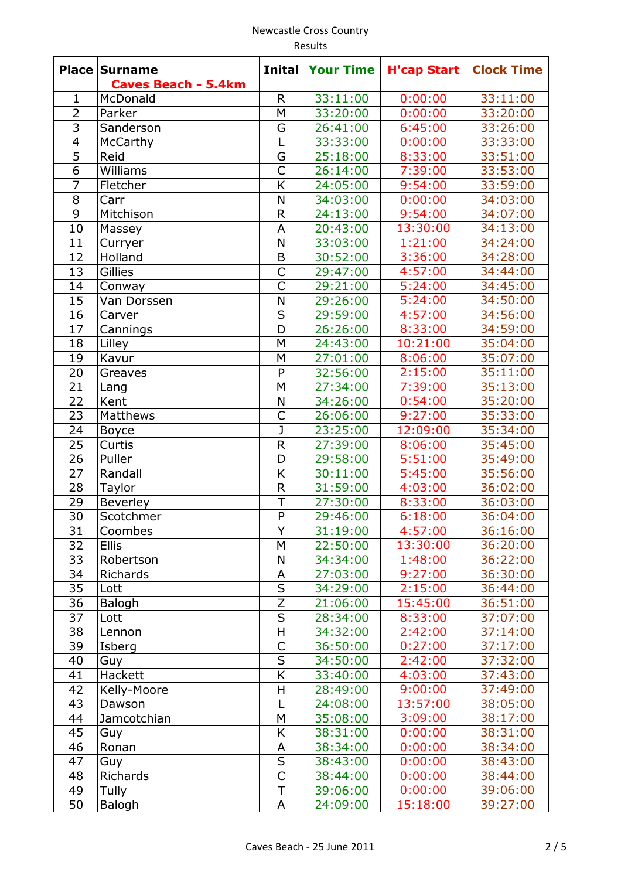Newcastle Cross Country

Results

| Place | Surname | Inital | Your Time | H'cap Start | Clock Time |
|---|---|---|---|---|---|
| | **Caves Beach - 5.4km** | | | | |
| 1 | McDonald | R | 33:11:00 | 0:00:00 | 33:11:00 |
| 2 | Parker | M | 33:20:00 | 0:00:00 | 33:20:00 |
| 3 | Sanderson | G | 26:41:00 | 6:45:00 | 33:26:00 |
| 4 | McCarthy | L | 33:33:00 | 0:00:00 | 33:33:00 |
| 5 | Reid | G | 25:18:00 | 8:33:00 | 33:51:00 |
| 6 | Williams | C | 26:14:00 | 7:39:00 | 33:53:00 |
| 7 | Fletcher | K | 24:05:00 | 9:54:00 | 33:59:00 |
| 8 | Carr | N | 34:03:00 | 0:00:00 | 34:03:00 |
| 9 | Mitchison | R | 24:13:00 | 9:54:00 | 34:07:00 |
| 10 | Massey | A | 20:43:00 | 13:30:00 | 34:13:00 |
| 11 | Curryer | N | 33:03:00 | 1:21:00 | 34:24:00 |
| 12 | Holland | B | 30:52:00 | 3:36:00 | 34:28:00 |
| 13 | Gillies | C | 29:47:00 | 4:57:00 | 34:44:00 |
| 14 | Conway | C | 29:21:00 | 5:24:00 | 34:45:00 |
| 15 | Van Dorssen | N | 29:26:00 | 5:24:00 | 34:50:00 |
| 16 | Carver | S | 29:59:00 | 4:57:00 | 34:56:00 |
| 17 | Cannings | D | 26:26:00 | 8:33:00 | 34:59:00 |
| 18 | Lilley | M | 24:43:00 | 10:21:00 | 35:04:00 |
| 19 | Kavur | M | 27:01:00 | 8:06:00 | 35:07:00 |
| 20 | Greaves | P | 32:56:00 | 2:15:00 | 35:11:00 |
| 21 | Lang | M | 27:34:00 | 7:39:00 | 35:13:00 |
| 22 | Kent | N | 34:26:00 | 0:54:00 | 35:20:00 |
| 23 | Matthews | C | 26:06:00 | 9:27:00 | 35:33:00 |
| 24 | Boyce | J | 23:25:00 | 12:09:00 | 35:34:00 |
| 25 | Curtis | R | 27:39:00 | 8:06:00 | 35:45:00 |
| 26 | Puller | D | 29:58:00 | 5:51:00 | 35:49:00 |
| 27 | Randall | K | 30:11:00 | 5:45:00 | 35:56:00 |
| 28 | Taylor | R | 31:59:00 | 4:03:00 | 36:02:00 |
| 29 | Beverley | T | 27:30:00 | 8:33:00 | 36:03:00 |
| 30 | Scotchmer | P | 29:46:00 | 6:18:00 | 36:04:00 |
| 31 | Coombes | Y | 31:19:00 | 4:57:00 | 36:16:00 |
| 32 | Ellis | M | 22:50:00 | 13:30:00 | 36:20:00 |
| 33 | Robertson | N | 34:34:00 | 1:48:00 | 36:22:00 |
| 34 | Richards | A | 27:03:00 | 9:27:00 | 36:30:00 |
| 35 | Lott | S | 34:29:00 | 2:15:00 | 36:44:00 |
| 36 | Balogh | Z | 21:06:00 | 15:45:00 | 36:51:00 |
| 37 | Lott | S | 28:34:00 | 8:33:00 | 37:07:00 |
| 38 | Lennon | H | 34:32:00 | 2:42:00 | 37:14:00 |
| 39 | Isberg | C | 36:50:00 | 0:27:00 | 37:17:00 |
| 40 | Guy | S | 34:50:00 | 2:42:00 | 37:32:00 |
| 41 | Hackett | K | 33:40:00 | 4:03:00 | 37:43:00 |
| 42 | Kelly-Moore | H | 28:49:00 | 9:00:00 | 37:49:00 |
| 43 | Dawson | L | 24:08:00 | 13:57:00 | 38:05:00 |
| 44 | Jamcotchian | M | 35:08:00 | 3:09:00 | 38:17:00 |
| 45 | Guy | K | 38:31:00 | 0:00:00 | 38:31:00 |
| 46 | Ronan | A | 38:34:00 | 0:00:00 | 38:34:00 |
| 47 | Guy | S | 38:43:00 | 0:00:00 | 38:43:00 |
| 48 | Richards | C | 38:44:00 | 0:00:00 | 38:44:00 |
| 49 | Tully | T | 39:06:00 | 0:00:00 | 39:06:00 |
| 50 | Balogh | A | 24:09:00 | 15:18:00 | 39:27:00 |

Caves Beach - 25 June 2011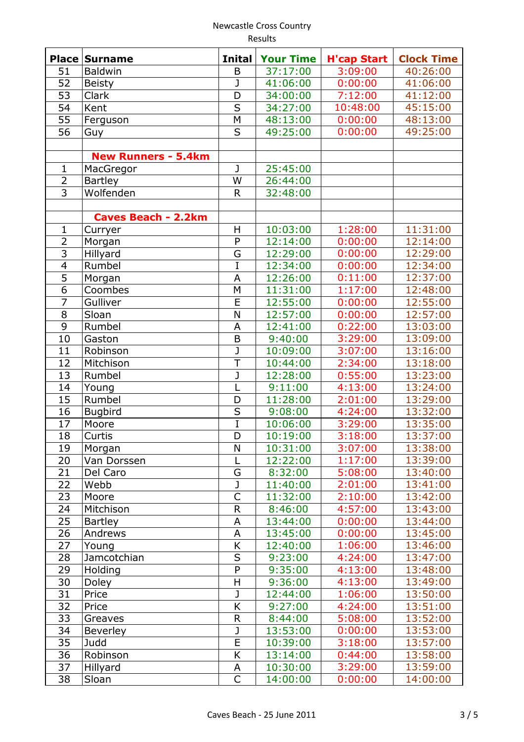Newcastle Cross Country

Results

| Place | Surname | Inital | Your Time | H'cap Start | Clock Time |
|---|---|---|---|---|---|
| 51 | Baldwin | B | 37:17:00 | 3:09:00 | 40:26:00 |
| 52 | Beisty | J | 41:06:00 | 0:00:00 | 41:06:00 |
| 53 | Clark | D | 34:00:00 | 7:12:00 | 41:12:00 |
| 54 | Kent | S | 34:27:00 | 10:48:00 | 45:15:00 |
| 55 | Ferguson | M | 48:13:00 | 0:00:00 | 48:13:00 |
| 56 | Guy | S | 49:25:00 | 0:00:00 | 49:25:00 |
| | | | | | |
| | **New Runners - 5.4km** | | | | |
| 1 | MacGregor | J | 25:45:00 | | |
| 2 | Bartley | W | 26:44:00 | | |
| 3 | Wolfenden | R | 32:48:00 | | |
| | | | | | |
| | **Caves Beach - 2.2km** | | | | |
| 1 | Curryer | H | 10:03:00 | 1:28:00 | 11:31:00 |
| 2 | Morgan | P | 12:14:00 | 0:00:00 | 12:14:00 |
| 3 | Hillyard | G | 12:29:00 | 0:00:00 | 12:29:00 |
| 4 | Rumbel | I | 12:34:00 | 0:00:00 | 12:34:00 |
| 5 | Morgan | A | 12:26:00 | 0:11:00 | 12:37:00 |
| 6 | Coombes | M | 11:31:00 | 1:17:00 | 12:48:00 |
| 7 | Gulliver | E | 12:55:00 | 0:00:00 | 12:55:00 |
| 8 | Sloan | N | 12:57:00 | 0:00:00 | 12:57:00 |
| 9 | Rumbel | A | 12:41:00 | 0:22:00 | 13:03:00 |
| 10 | Gaston | B | 9:40:00 | 3:29:00 | 13:09:00 |
| 11 | Robinson | J | 10:09:00 | 3:07:00 | 13:16:00 |
| 12 | Mitchison | T | 10:44:00 | 2:34:00 | 13:18:00 |
| 13 | Rumbel | J | 12:28:00 | 0:55:00 | 13:23:00 |
| 14 | Young | L | 9:11:00 | 4:13:00 | 13:24:00 |
| 15 | Rumbel | D | 11:28:00 | 2:01:00 | 13:29:00 |
| 16 | Bugbird | S | 9:08:00 | 4:24:00 | 13:32:00 |
| 17 | Moore | I | 10:06:00 | 3:29:00 | 13:35:00 |
| 18 | Curtis | D | 10:19:00 | 3:18:00 | 13:37:00 |
| 19 | Morgan | N | 10:31:00 | 3:07:00 | 13:38:00 |
| 20 | Van Dorssen | L | 12:22:00 | 1:17:00 | 13:39:00 |
| 21 | Del Caro | G | 8:32:00 | 5:08:00 | 13:40:00 |
| 22 | Webb | J | 11:40:00 | 2:01:00 | 13:41:00 |
| 23 | Moore | C | 11:32:00 | 2:10:00 | 13:42:00 |
| 24 | Mitchison | R | 8:46:00 | 4:57:00 | 13:43:00 |
| 25 | Bartley | A | 13:44:00 | 0:00:00 | 13:44:00 |
| 26 | Andrews | A | 13:45:00 | 0:00:00 | 13:45:00 |
| 27 | Young | K | 12:40:00 | 1:06:00 | 13:46:00 |
| 28 | Jamcotchian | S | 9:23:00 | 4:24:00 | 13:47:00 |
| 29 | Holding | P | 9:35:00 | 4:13:00 | 13:48:00 |
| 30 | Doley | H | 9:36:00 | 4:13:00 | 13:49:00 |
| 31 | Price | J | 12:44:00 | 1:06:00 | 13:50:00 |
| 32 | Price | K | 9:27:00 | 4:24:00 | 13:51:00 |
| 33 | Greaves | R | 8:44:00 | 5:08:00 | 13:52:00 |
| 34 | Beverley | J | 13:53:00 | 0:00:00 | 13:53:00 |
| 35 | Judd | E | 10:39:00 | 3:18:00 | 13:57:00 |
| 36 | Robinson | K | 13:14:00 | 0:44:00 | 13:58:00 |
| 37 | Hillyard | A | 10:30:00 | 3:29:00 | 13:59:00 |
| 38 | Sloan | C | 14:00:00 | 0:00:00 | 14:00:00 |

Caves Beach - 25 June 2011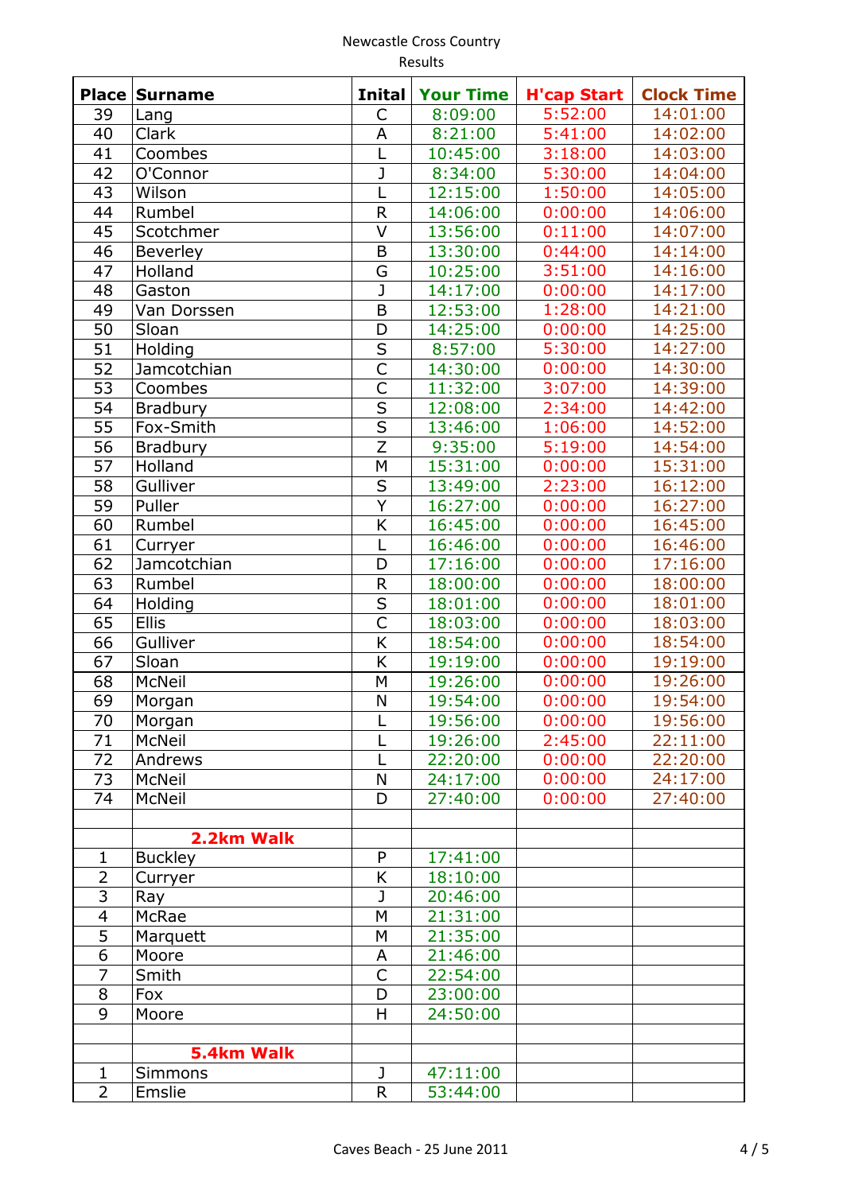Newcastle Cross Country

Results

| Place | Surname | Inital | Your Time | H'cap Start | Clock Time |
|---|---|---|---|---|---|
| 39 | Lang | C | 8:09:00 | 5:52:00 | 14:01:00 |
| 40 | Clark | A | 8:21:00 | 5:41:00 | 14:02:00 |
| 41 | Coombes | L | 10:45:00 | 3:18:00 | 14:03:00 |
| 42 | O'Connor | J | 8:34:00 | 5:30:00 | 14:04:00 |
| 43 | Wilson | L | 12:15:00 | 1:50:00 | 14:05:00 |
| 44 | Rumbel | R | 14:06:00 | 0:00:00 | 14:06:00 |
| 45 | Scotchmer | V | 13:56:00 | 0:11:00 | 14:07:00 |
| 46 | Beverley | B | 13:30:00 | 0:44:00 | 14:14:00 |
| 47 | Holland | G | 10:25:00 | 3:51:00 | 14:16:00 |
| 48 | Gaston | J | 14:17:00 | 0:00:00 | 14:17:00 |
| 49 | Van Dorssen | B | 12:53:00 | 1:28:00 | 14:21:00 |
| 50 | Sloan | D | 14:25:00 | 0:00:00 | 14:25:00 |
| 51 | Holding | S | 8:57:00 | 5:30:00 | 14:27:00 |
| 52 | Jamcotchian | C | 14:30:00 | 0:00:00 | 14:30:00 |
| 53 | Coombes | C | 11:32:00 | 3:07:00 | 14:39:00 |
| 54 | Bradbury | S | 12:08:00 | 2:34:00 | 14:42:00 |
| 55 | Fox-Smith | S | 13:46:00 | 1:06:00 | 14:52:00 |
| 56 | Bradbury | Z | 9:35:00 | 5:19:00 | 14:54:00 |
| 57 | Holland | M | 15:31:00 | 0:00:00 | 15:31:00 |
| 58 | Gulliver | S | 13:49:00 | 2:23:00 | 16:12:00 |
| 59 | Puller | Y | 16:27:00 | 0:00:00 | 16:27:00 |
| 60 | Rumbel | K | 16:45:00 | 0:00:00 | 16:45:00 |
| 61 | Curryer | L | 16:46:00 | 0:00:00 | 16:46:00 |
| 62 | Jamcotchian | D | 17:16:00 | 0:00:00 | 17:16:00 |
| 63 | Rumbel | R | 18:00:00 | 0:00:00 | 18:00:00 |
| 64 | Holding | S | 18:01:00 | 0:00:00 | 18:01:00 |
| 65 | Ellis | C | 18:03:00 | 0:00:00 | 18:03:00 |
| 66 | Gulliver | K | 18:54:00 | 0:00:00 | 18:54:00 |
| 67 | Sloan | K | 19:19:00 | 0:00:00 | 19:19:00 |
| 68 | McNeil | M | 19:26:00 | 0:00:00 | 19:26:00 |
| 69 | Morgan | N | 19:54:00 | 0:00:00 | 19:54:00 |
| 70 | Morgan | L | 19:56:00 | 0:00:00 | 19:56:00 |
| 71 | McNeil | L | 19:26:00 | 2:45:00 | 22:11:00 |
| 72 | Andrews | L | 22:20:00 | 0:00:00 | 22:20:00 |
| 73 | McNeil | N | 24:17:00 | 0:00:00 | 24:17:00 |
| 74 | McNeil | D | 27:40:00 | 0:00:00 | 27:40:00 |
| | | | | | |
| | **2.2km Walk** | | | | |
| 1 | Buckley | P | 17:41:00 | | |
| 2 | Curryer | K | 18:10:00 | | |
| 3 | Ray | J | 20:46:00 | | |
| 4 | McRae | M | 21:31:00 | | |
| 5 | Marquett | M | 21:35:00 | | |
| 6 | Moore | A | 21:46:00 | | |
| 7 | Smith | C | 22:54:00 | | |
| 8 | Fox | D | 23:00:00 | | |
| 9 | Moore | H | 24:50:00 | | |
| | | | | | |
| | **5.4km Walk** | | | | |
| 1 | Simmons | J | 47:11:00 | | |
| 2 | Emslie | R | 53:44:00 | | |

Caves Beach - 25 June 2011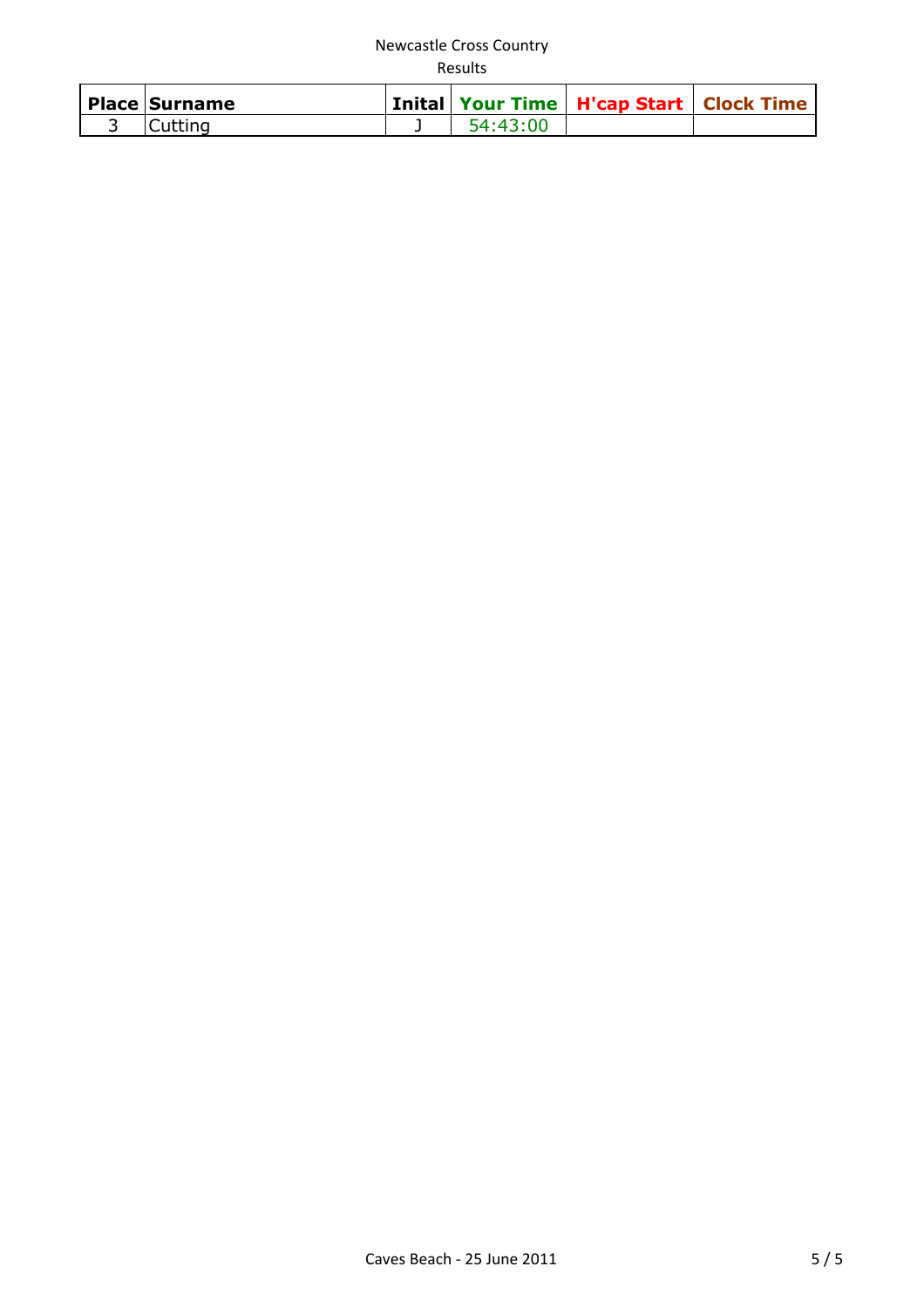Newcastle Cross Country

Results

| Place | Surname | Inital | Your Time | H'cap Start | Clock Time |
|---|---|---|---|---|---|
| 3 | Cutting | J | 54:43:00 | | |